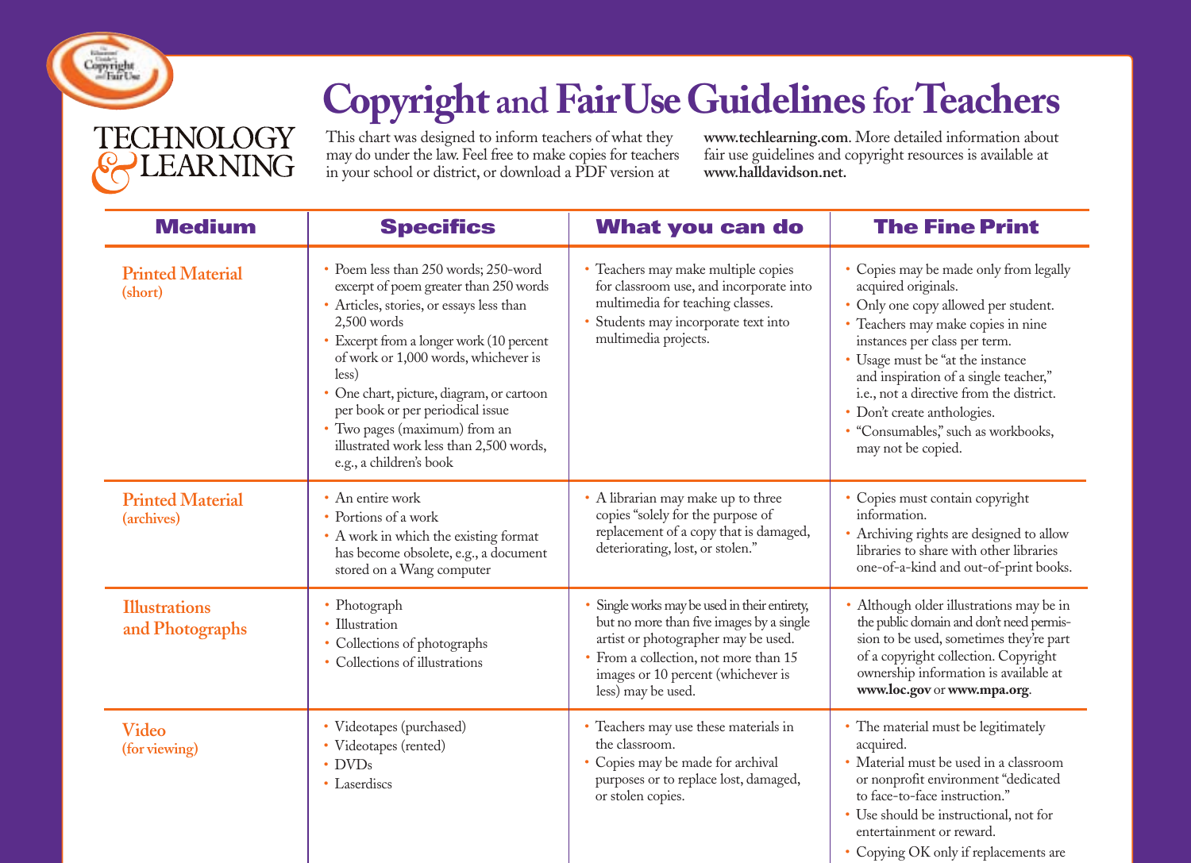TECHNOLOGY & LEARNING

# Copyright and Fair Use Guidelines for Teachers

This chart was designed to inform teachers of what they may do under the law. Feel free to make copies for teachers in your school or district, or download a PDF version at **www.techlearning.com**. More detailed information about fair use guidelines and copyright resources is available at **www.halldavidson.net.**

| Medium | Specifics | What you can do | The Fine Print |
|---|---|---|---|
| **Printed Material** (short) | • Poem less than 250 words; 250-word excerpt of poem greater than 250 words<br>• Articles, stories, or essays less than 2,500 words<br>• Excerpt from a longer work (10 percent of work or 1,000 words, whichever is less)<br>• One chart, picture, diagram, or cartoon per book or per periodical issue<br>• Two pages (maximum) from an illustrated work less than 2,500 words, e.g., a children's book | • Teachers may make multiple copies for classroom use, and incorporate into multimedia for teaching classes.<br>• Students may incorporate text into multimedia projects. | • Copies may be made only from legally acquired originals.<br>• Only one copy allowed per student.<br>• Teachers may make copies in nine instances per class per term.<br>• Usage must be "at the instance and inspiration of a single teacher," i.e., not a directive from the district.<br>• Don't create anthologies.<br>• "Consumables," such as workbooks, may not be copied. |
| **Printed Material** (archives) | • An entire work<br>• Portions of a work<br>• A work in which the existing format has become obsolete, e.g., a document stored on a Wang computer | • A librarian may make up to three copies "solely for the purpose of replacement of a copy that is damaged, deteriorating, lost, or stolen." | • Copies must contain copyright information.<br>• Archiving rights are designed to allow libraries to share with other libraries one-of-a-kind and out-of-print books. |
| **Illustrations and Photographs** | • Photograph<br>• Illustration<br>• Collections of photographs<br>• Collections of illustrations | • Single works may be used in their entirety, but no more than five images by a single artist or photographer may be used.<br>• From a collection, not more than 15 images or 10 percent (whichever is less) may be used. | • Although older illustrations may be in the public domain and don't need permission to be used, sometimes they're part of a copyright collection. Copyright ownership information is available at **www.loc.gov** or **www.mpa.org**. |
| **Video** (for viewing) | • Videotapes (purchased)<br>• Videotapes (rented)<br>• DVDs<br>• Laserdiscs | • Teachers may use these materials in the classroom.<br>• Copies may be made for archival purposes or to replace lost, damaged, or stolen copies. | • The material must be legitimately acquired.<br>• Material must be used in a classroom or nonprofit environment "dedicated to face-to-face instruction."<br>• Use should be instructional, not for entertainment or reward.<br>• Copying OK only if replacements are |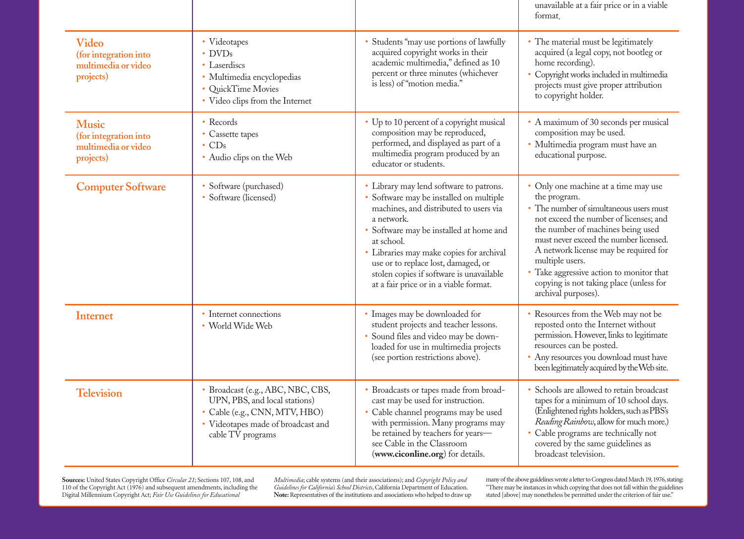| | | | |
|---|---|---|---|
| | | | unavailable at a fair price or in a viable format. |
| **Video** (for integration into multimedia or video projects) | • Videotapes<br>• DVDs<br>• Laserdiscs<br>• Multimedia encyclopedias<br>• QuickTime Movies<br>• Video clips from the Internet | • Students "may use portions of lawfully acquired copyright works in their academic multimedia," defined as 10 percent or three minutes (whichever is less) of "motion media." | • The material must be legitimately acquired (a legal copy, not bootleg or home recording).<br>• Copyright works included in multimedia projects must give proper attribution to copyright holder. |
| **Music** (for integration into multimedia or video projects) | • Records<br>• Cassette tapes<br>• CDs<br>• Audio clips on the Web | • Up to 10 percent of a copyright musical composition may be reproduced, performed, and displayed as part of a multimedia program produced by an educator or students. | • A maximum of 30 seconds per musical composition may be used.<br>• Multimedia program must have an educational purpose. |
| **Computer Software** | • Software (purchased)<br>• Software (licensed) | • Library may lend software to patrons.<br>• Software may be installed on multiple machines, and distributed to users via a network.<br>• Software may be installed at home and at school.<br>• Libraries may make copies for archival use or to replace lost, damaged, or stolen copies if software is unavailable at a fair price or in a viable format. | • Only one machine at a time may use the program.<br>• The number of simultaneous users must not exceed the number of licenses; and the number of machines being used must never exceed the number licensed. A network license may be required for multiple users.<br>• Take aggressive action to monitor that copying is not taking place (unless for archival purposes). |
| **Internet** | • Internet connections<br>• World Wide Web | • Images may be downloaded for student projects and teacher lessons.<br>• Sound files and video may be downloaded for use in multimedia projects (see portion restrictions above). | • Resources from the Web may not be reposted onto the Internet without permission. However, links to legitimate resources can be posted.<br>• Any resources you download must have been legitimately acquired by the Web site. |
| **Television** | • Broadcast (e.g., ABC, NBC, CBS, UPN, PBS, and local stations)<br>• Cable (e.g., CNN, MTV, HBO)<br>• Videotapes made of broadcast and cable TV programs | • Broadcasts or tapes made from broadcast may be used for instruction.<br>• Cable channel programs may be used with permission. Many programs may be retained by teachers for years—see Cable in the Classroom (**www.ciconline.org**) for details. | • Schools are allowed to retain broadcast tapes for a minimum of 10 school days. (Enlightened rights holders, such as PBS's *Reading Rainbow*, allow for much more.)<br>• Cable programs are technically not covered by the same guidelines as broadcast television. |

**Sources:** United States Copyright Office *Circular 21*; Sections 107, 108, and 110 of the Copyright Act (1976) and subsequent amendments, including the Digital Millennium Copyright Act; *Fair Use Guidelines for Educational Multimedia*; cable systems (and their associations); and *Copyright Policy and Guidelines for California's School Districts*, California Department of Education.
**Note:** Representatives of the institutions and associations who helped to draw up many of the above guidelines wrote a letter to Congress dated March 19, 1976, stating: "There may be instances in which copying that does not fall within the guidelines stated [above] may nonetheless be permitted under the criterion of fair use."